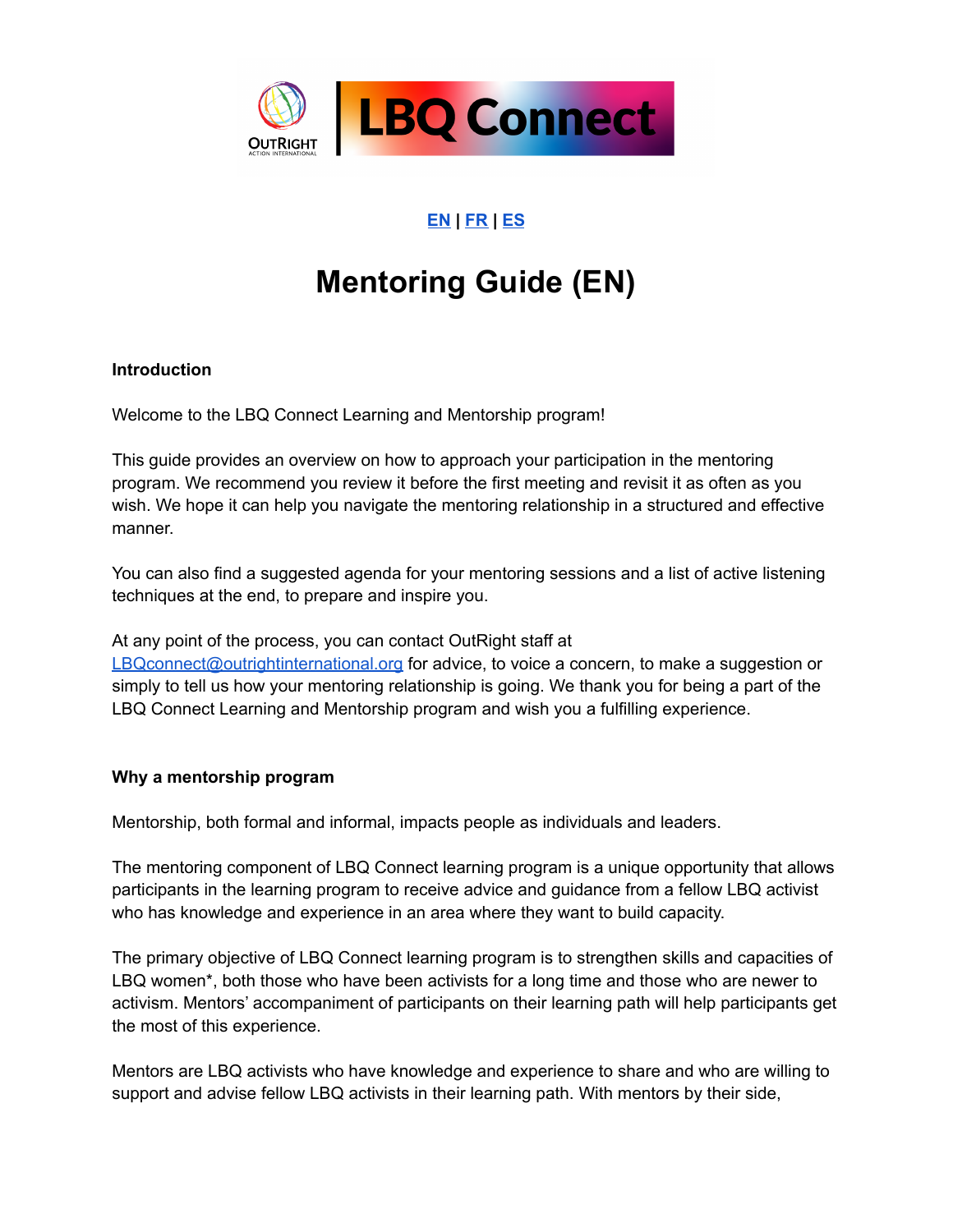EN | FR | ES

# Mentoring Guide (EN)

**Introduction**

Welcome to the LBQ Connect Learning and Mentorship program!

This guide provides an overview on how to approach your participation in the mentoring program. We recommend you review it before the first meeting and revisit it as often as you wish. We hope it can help you navigate the mentoring relationship in a structured and effective manner.

You can also find a suggested agenda for your mentoring sessions and a list of active listening techniques at the end, to prepare and inspire you.

At any point of the process, you can contact OutRight staff at LBQconnect@outrightinternational.org for advice, to voice a concern, to make a suggestion or simply to tell us how your mentoring relationship is going. We thank you for being a part of the LBQ Connect Learning and Mentorship program and wish you a fulfilling experience.

**Why a mentorship program**

Mentorship, both formal and informal, impacts people as individuals and leaders.

The mentoring component of LBQ Connect learning program is a unique opportunity that allows participants in the learning program to receive advice and guidance from a fellow LBQ activist who has knowledge and experience in an area where they want to build capacity.

The primary objective of LBQ Connect learning program is to strengthen skills and capacities of LBQ women*, both those who have been activists for a long time and those who are newer to activism. Mentors' accompaniment of participants on their learning path will help participants get the most of this experience.

Mentors are LBQ activists who have knowledge and experience to share and who are willing to support and advise fellow LBQ activists in their learning path. With mentors by their side,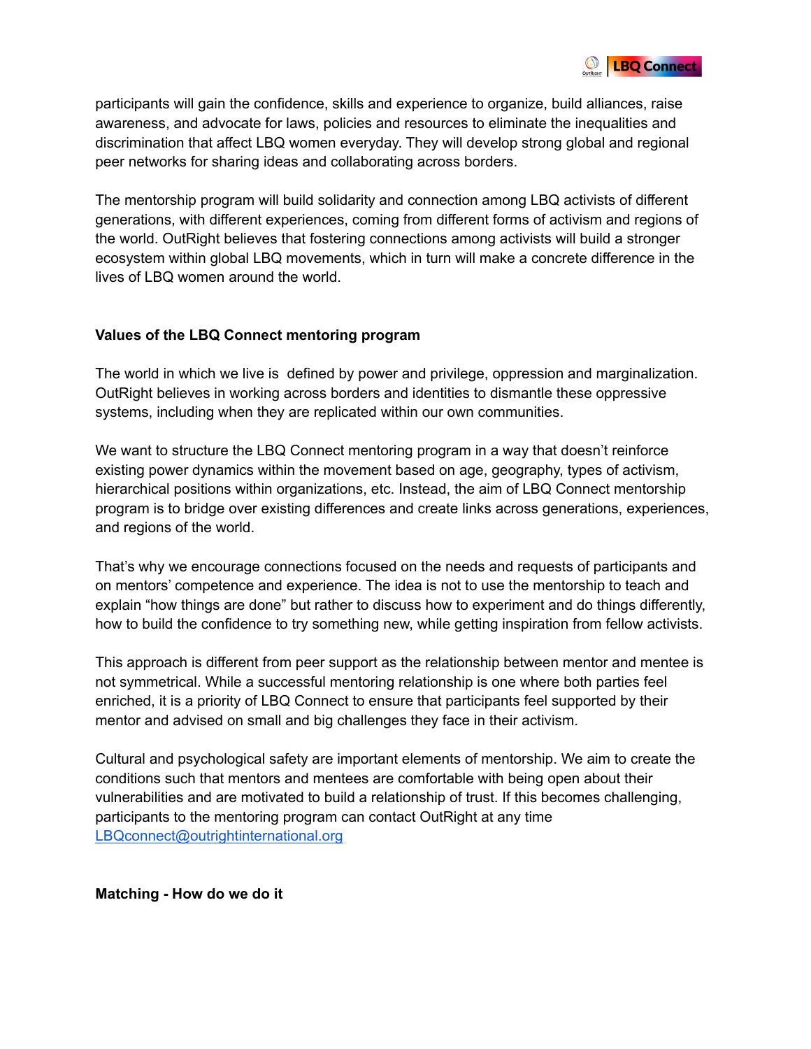participants will gain the confidence, skills and experience to organize, build alliances, raise awareness, and advocate for laws, policies and resources to eliminate the inequalities and discrimination that affect LBQ women everyday. They will develop strong global and regional peer networks for sharing ideas and collaborating across borders.

The mentorship program will build solidarity and connection among LBQ activists of different generations, with different experiences, coming from different forms of activism and regions of the world. OutRight believes that fostering connections among activists will build a stronger ecosystem within global LBQ movements, which in turn will make a concrete difference in the lives of LBQ women around the world.

**Values of the LBQ Connect mentoring program**

The world in which we live is defined by power and privilege, oppression and marginalization. OutRight believes in working across borders and identities to dismantle these oppressive systems, including when they are replicated within our own communities.

We want to structure the LBQ Connect mentoring program in a way that doesn't reinforce existing power dynamics within the movement based on age, geography, types of activism, hierarchical positions within organizations, etc. Instead, the aim of LBQ Connect mentorship program is to bridge over existing differences and create links across generations, experiences, and regions of the world.

That's why we encourage connections focused on the needs and requests of participants and on mentors' competence and experience. The idea is not to use the mentorship to teach and explain "how things are done" but rather to discuss how to experiment and do things differently, how to build the confidence to try something new, while getting inspiration from fellow activists.

This approach is different from peer support as the relationship between mentor and mentee is not symmetrical. While a successful mentoring relationship is one where both parties feel enriched, it is a priority of LBQ Connect to ensure that participants feel supported by their mentor and advised on small and big challenges they face in their activism.

Cultural and psychological safety are important elements of mentorship. We aim to create the conditions such that mentors and mentees are comfortable with being open about their vulnerabilities and are motivated to build a relationship of trust. If this becomes challenging, participants to the mentoring program can contact OutRight at any time LBQconnect@outrightinternational.org

**Matching - How do we do it**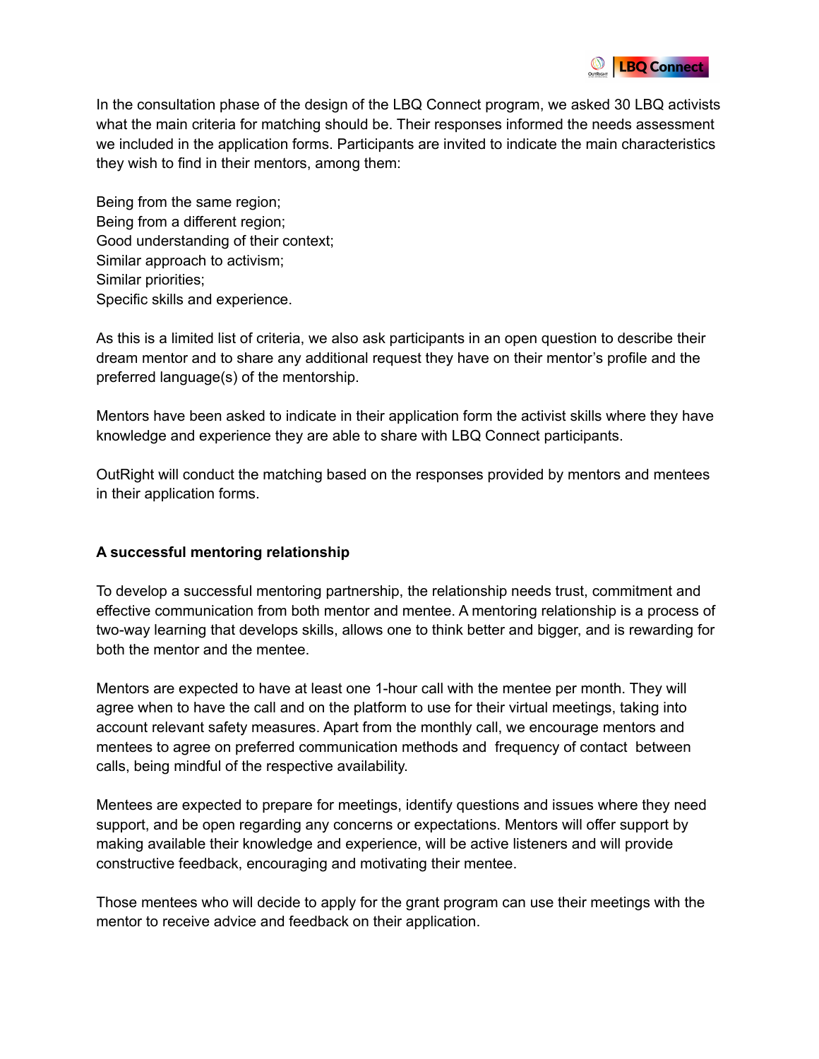In the consultation phase of the design of the LBQ Connect program, we asked 30 LBQ activists what the main criteria for matching should be. Their responses informed the needs assessment we included in the application forms. Participants are invited to indicate the main characteristics they wish to find in their mentors, among them:

Being from the same region;
Being from a different region;
Good understanding of their context;
Similar approach to activism;
Similar priorities;
Specific skills and experience.

As this is a limited list of criteria, we also ask participants in an open question to describe their dream mentor and to share any additional request they have on their mentor's profile and the preferred language(s) of the mentorship.

Mentors have been asked to indicate in their application form the activist skills where they have knowledge and experience they are able to share with LBQ Connect participants.

OutRight will conduct the matching based on the responses provided by mentors and mentees in their application forms.

**A successful mentoring relationship**

To develop a successful mentoring partnership, the relationship needs trust, commitment and effective communication from both mentor and mentee. A mentoring relationship is a process of two-way learning that develops skills, allows one to think better and bigger, and is rewarding for both the mentor and the mentee.

Mentors are expected to have at least one 1-hour call with the mentee per month. They will agree when to have the call and on the platform to use for their virtual meetings, taking into account relevant safety measures. Apart from the monthly call, we encourage mentors and mentees to agree on preferred communication methods and frequency of contact between calls, being mindful of the respective availability.

Mentees are expected to prepare for meetings, identify questions and issues where they need support, and be open regarding any concerns or expectations. Mentors will offer support by making available their knowledge and experience, will be active listeners and will provide constructive feedback, encouraging and motivating their mentee.

Those mentees who will decide to apply for the grant program can use their meetings with the mentor to receive advice and feedback on their application.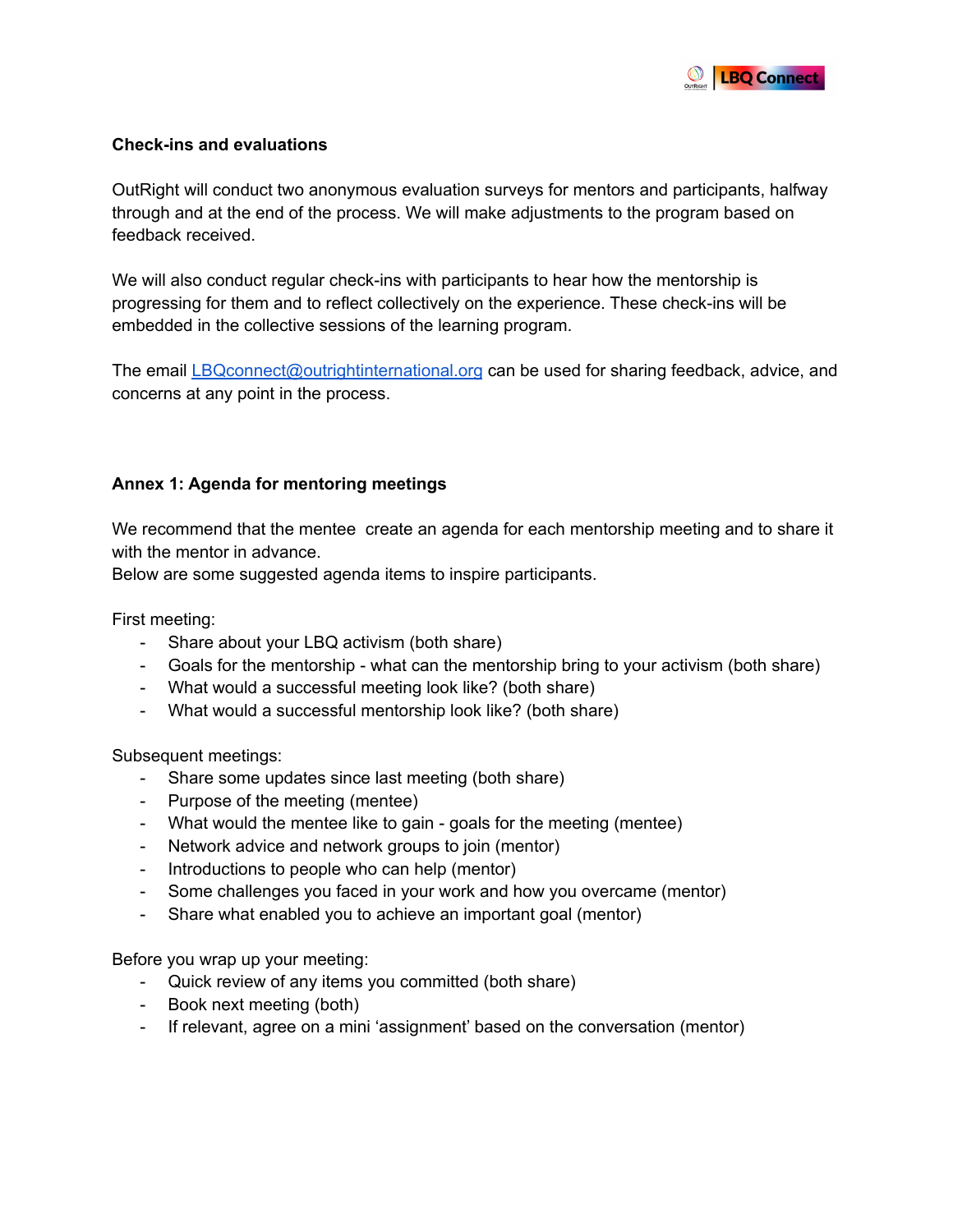**Check-ins and evaluations**

OutRight will conduct two anonymous evaluation surveys for mentors and participants, halfway through and at the end of the process. We will make adjustments to the program based on feedback received.

We will also conduct regular check-ins with participants to hear how the mentorship is progressing for them and to reflect collectively on the experience. These check-ins will be embedded in the collective sessions of the learning program.

The email [LBQconnect@outrightinternational.org](mailto:LBQconnect@outrightinternational.org) can be used for sharing feedback, advice, and concerns at any point in the process.

**Annex 1: Agenda for mentoring meetings**

We recommend that the mentee  create an agenda for each mentorship meeting and to share it with the mentor in advance.
Below are some suggested agenda items to inspire participants.

First meeting:

- Share about your LBQ activism (both share)
- Goals for the mentorship - what can the mentorship bring to your activism (both share)
- What would a successful meeting look like? (both share)
- What would a successful mentorship look like? (both share)

Subsequent meetings:

- Share some updates since last meeting (both share)
- Purpose of the meeting (mentee)
- What would the mentee like to gain - goals for the meeting (mentee)
- Network advice and network groups to join (mentor)
- Introductions to people who can help (mentor)
- Some challenges you faced in your work and how you overcame (mentor)
- Share what enabled you to achieve an important goal (mentor)

Before you wrap up your meeting:

- Quick review of any items you committed (both share)
- Book next meeting (both)
- If relevant, agree on a mini 'assignment' based on the conversation (mentor)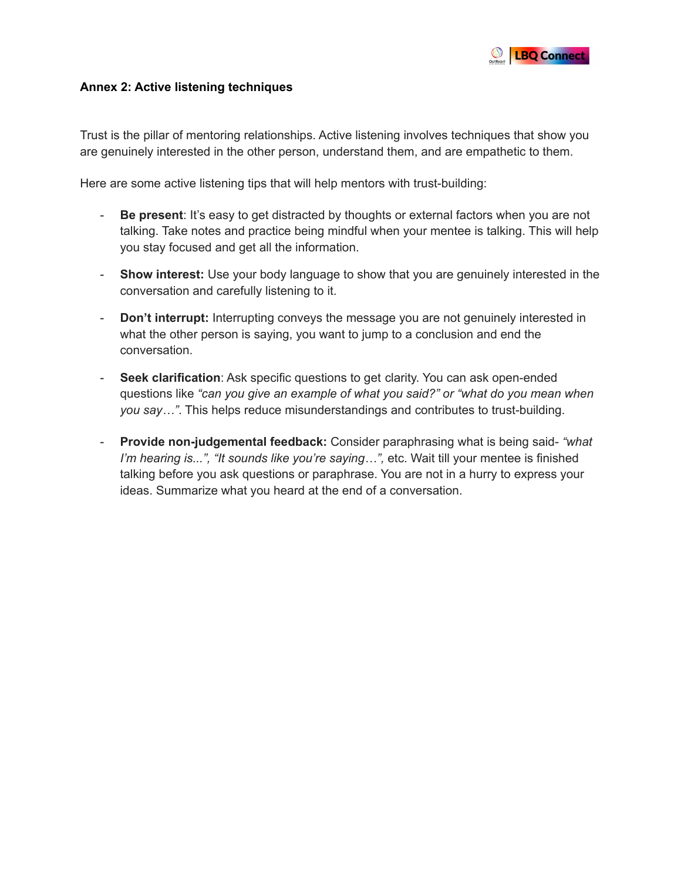## Annex 2: Active listening techniques

Trust is the pillar of mentoring relationships. Active listening involves techniques that show you are genuinely interested in the other person, understand them, and are empathetic to them.

Here are some active listening tips that will help mentors with trust-building:

- **Be present**: It's easy to get distracted by thoughts or external factors when you are not talking. Take notes and practice being mindful when your mentee is talking. This will help you stay focused and get all the information.
- **Show interest:** Use your body language to show that you are genuinely interested in the conversation and carefully listening to it.
- **Don't interrupt:** Interrupting conveys the message you are not genuinely interested in what the other person is saying, you want to jump to a conclusion and end the conversation.
- **Seek clarification**: Ask specific questions to get clarity. You can ask open-ended questions like *"can you give an example of what you said?" or "what do you mean when you say…"*. This helps reduce misunderstandings and contributes to trust-building.
- **Provide non-judgemental feedback:** Consider paraphrasing what is being said- *"what I'm hearing is...", "It sounds like you're saying…",* etc. Wait till your mentee is finished talking before you ask questions or paraphrase. You are not in a hurry to express your ideas. Summarize what you heard at the end of a conversation.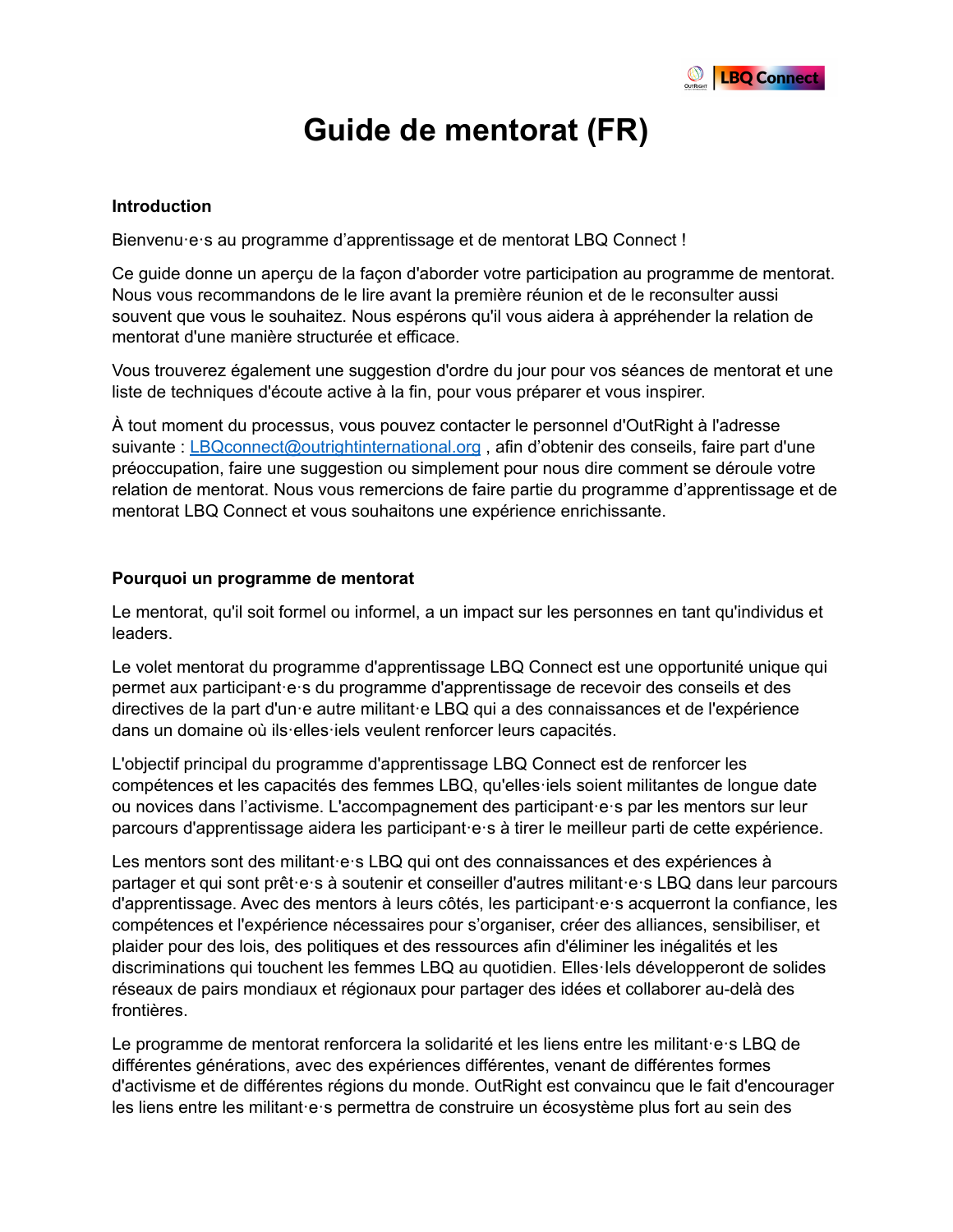# Guide de mentorat (FR)

**Introduction**

Bienvenu·e·s au programme d'apprentissage et de mentorat LBQ Connect !

Ce guide donne un aperçu de la façon d'aborder votre participation au programme de mentorat. Nous vous recommandons de le lire avant la première réunion et de le reconsulter aussi souvent que vous le souhaitez. Nous espérons qu'il vous aidera à appréhender la relation de mentorat d'une manière structurée et efficace.

Vous trouverez également une suggestion d'ordre du jour pour vos séances de mentorat et une liste de techniques d'écoute active à la fin, pour vous préparer et vous inspirer.

À tout moment du processus, vous pouvez contacter le personnel d'OutRight à l'adresse suivante : LBQconnect@outrightinternational.org , afin d'obtenir des conseils, faire part d'une préoccupation, faire une suggestion ou simplement pour nous dire comment se déroule votre relation de mentorat. Nous vous remercions de faire partie du programme d'apprentissage et de mentorat LBQ Connect et vous souhaitons une expérience enrichissante.

**Pourquoi un programme de mentorat**

Le mentorat, qu'il soit formel ou informel, a un impact sur les personnes en tant qu'individus et leaders.

Le volet mentorat du programme d'apprentissage LBQ Connect est une opportunité unique qui permet aux participant·e·s du programme d'apprentissage de recevoir des conseils et des directives de la part d'un·e autre militant·e LBQ qui a des connaissances et de l'expérience dans un domaine où ils·elles·iels veulent renforcer leurs capacités.

L'objectif principal du programme d'apprentissage LBQ Connect est de renforcer les compétences et les capacités des femmes LBQ, qu'elles·iels soient militantes de longue date ou novices dans l'activisme. L'accompagnement des participant·e·s par les mentors sur leur parcours d'apprentissage aidera les participant·e·s à tirer le meilleur parti de cette expérience.

Les mentors sont des militant·e·s LBQ qui ont des connaissances et des expériences à partager et qui sont prêt·e·s à soutenir et conseiller d'autres militant·e·s LBQ dans leur parcours d'apprentissage. Avec des mentors à leurs côtés, les participant·e·s acquerront la confiance, les compétences et l'expérience nécessaires pour s'organiser, créer des alliances, sensibiliser, et plaider pour des lois, des politiques et des ressources afin d'éliminer les inégalités et les discriminations qui touchent les femmes LBQ au quotidien. Elles·Iels développeront de solides réseaux de pairs mondiaux et régionaux pour partager des idées et collaborer au-delà des frontières.

Le programme de mentorat renforcera la solidarité et les liens entre les militant·e·s LBQ de différentes générations, avec des expériences différentes, venant de différentes formes d'activisme et de différentes régions du monde. OutRight est convaincu que le fait d'encourager les liens entre les militant·e·s permettra de construire un écosystème plus fort au sein des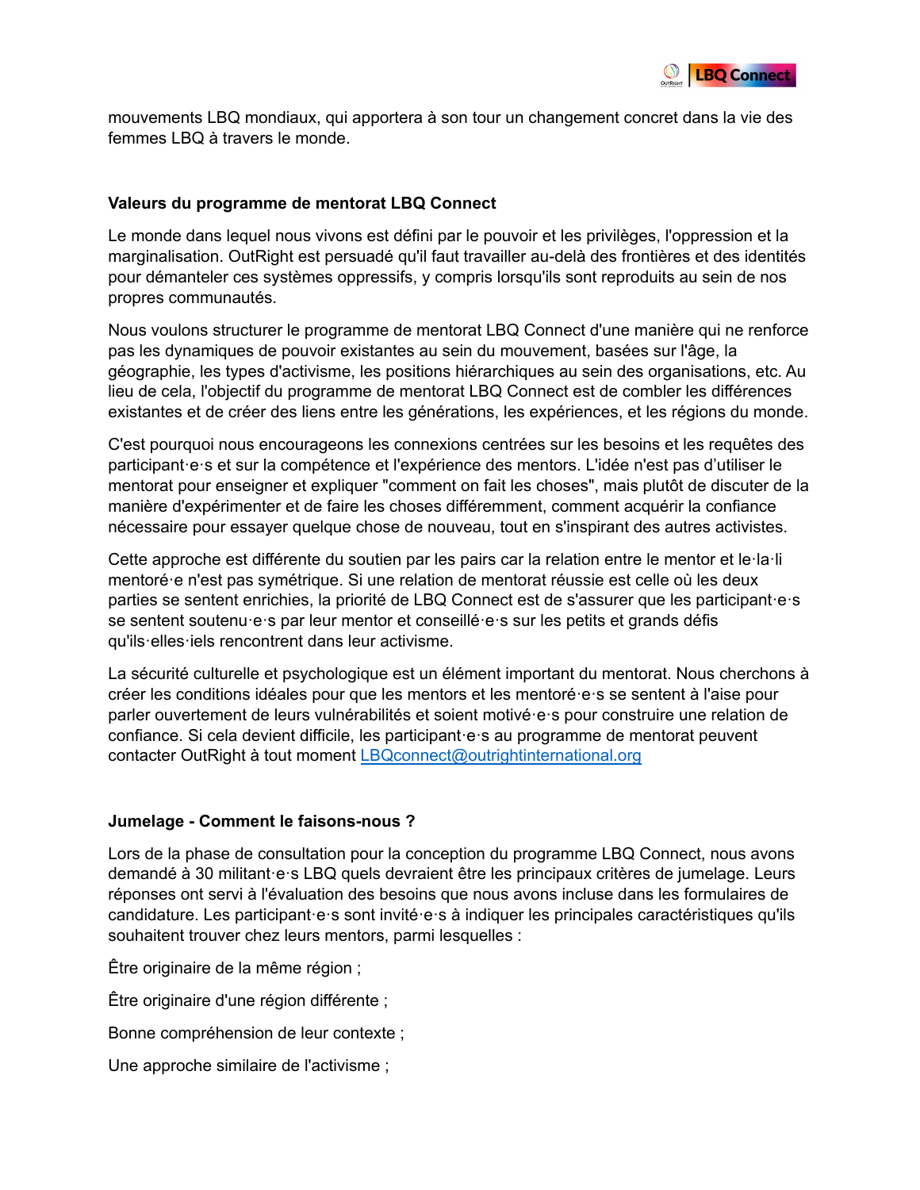mouvements LBQ mondiaux, qui apportera à son tour un changement concret dans la vie des femmes LBQ à travers le monde.

### Valeurs du programme de mentorat LBQ Connect

Le monde dans lequel nous vivons est défini par le pouvoir et les privilèges, l'oppression et la marginalisation. OutRight est persuadé qu'il faut travailler au-delà des frontières et des identités pour démanteler ces systèmes oppressifs, y compris lorsqu'ils sont reproduits au sein de nos propres communautés.

Nous voulons structurer le programme de mentorat LBQ Connect d'une manière qui ne renforce pas les dynamiques de pouvoir existantes au sein du mouvement, basées sur l'âge, la géographie, les types d'activisme, les positions hiérarchiques au sein des organisations, etc. Au lieu de cela, l'objectif du programme de mentorat LBQ Connect est de combler les différences existantes et de créer des liens entre les générations, les expériences, et les régions du monde.

C'est pourquoi nous encourageons les connexions centrées sur les besoins et les requêtes des participant·e·s et sur la compétence et l'expérience des mentors. L'idée n'est pas d'utiliser le mentorat pour enseigner et expliquer "comment on fait les choses", mais plutôt de discuter de la manière d'expérimenter et de faire les choses différemment, comment acquérir la confiance nécessaire pour essayer quelque chose de nouveau, tout en s'inspirant des autres activistes.

Cette approche est différente du soutien par les pairs car la relation entre le mentor et le·la·li mentoré·e n'est pas symétrique. Si une relation de mentorat réussie est celle où les deux parties se sentent enrichies, la priorité de LBQ Connect est de s'assurer que les participant·e·s se sentent soutenu·e·s par leur mentor et conseillé·e·s sur les petits et grands défis qu'ils·elles·iels rencontrent dans leur activisme.

La sécurité culturelle et psychologique est un élément important du mentorat. Nous cherchons à créer les conditions idéales pour que les mentors et les mentoré·e·s se sentent à l'aise pour parler ouvertement de leurs vulnérabilités et soient motivé·e·s pour construire une relation de confiance. Si cela devient difficile, les participant·e·s au programme de mentorat peuvent contacter OutRight à tout moment [LBQconnect@outrightinternational.org](mailto:LBQconnect@outrightinternational.org)

### Jumelage - Comment le faisons-nous ?

Lors de la phase de consultation pour la conception du programme LBQ Connect, nous avons demandé à 30 militant·e·s LBQ quels devraient être les principaux critères de jumelage. Leurs réponses ont servi à l'évaluation des besoins que nous avons incluse dans les formulaires de candidature. Les participant·e·s sont invité·e·s à indiquer les principales caractéristiques qu'ils souhaitent trouver chez leurs mentors, parmi lesquelles :

Être originaire de la même région ;

Être originaire d'une région différente ;

Bonne compréhension de leur contexte ;

Une approche similaire de l'activisme ;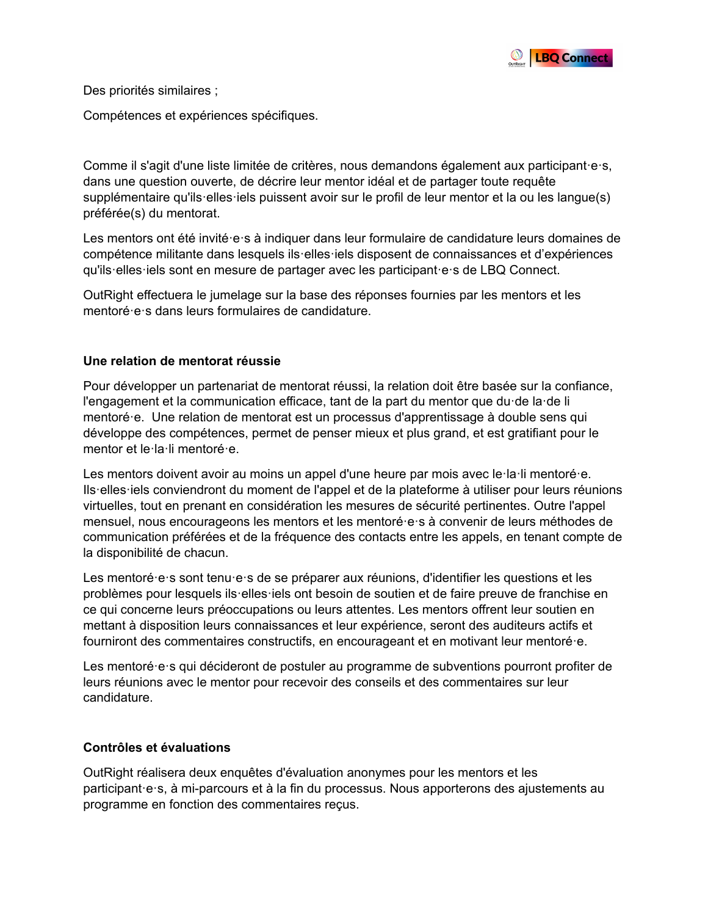Des priorités similaires ;

Compétences et expériences spécifiques.

Comme il s'agit d'une liste limitée de critères, nous demandons également aux participant·e·s, dans une question ouverte, de décrire leur mentor idéal et de partager toute requête supplémentaire qu'ils·elles·iels puissent avoir sur le profil de leur mentor et la ou les langue(s) préférée(s) du mentorat.

Les mentors ont été invité·e·s à indiquer dans leur formulaire de candidature leurs domaines de compétence militante dans lesquels ils·elles·iels disposent de connaissances et d'expériences qu'ils·elles·iels sont en mesure de partager avec les participant·e·s de LBQ Connect.

OutRight effectuera le jumelage sur la base des réponses fournies par les mentors et les mentoré·e·s dans leurs formulaires de candidature.

**Une relation de mentorat réussie**

Pour développer un partenariat de mentorat réussi, la relation doit être basée sur la confiance, l'engagement et la communication efficace, tant de la part du mentor que du·de la·de li mentoré·e. Une relation de mentorat est un processus d'apprentissage à double sens qui développe des compétences, permet de penser mieux et plus grand, et est gratifiant pour le mentor et le·la·li mentoré·e.

Les mentors doivent avoir au moins un appel d'une heure par mois avec le·la·li mentoré·e. Ils·elles·iels conviendront du moment de l'appel et de la plateforme à utiliser pour leurs réunions virtuelles, tout en prenant en considération les mesures de sécurité pertinentes. Outre l'appel mensuel, nous encourageons les mentors et les mentoré·e·s à convenir de leurs méthodes de communication préférées et de la fréquence des contacts entre les appels, en tenant compte de la disponibilité de chacun.

Les mentoré·e·s sont tenu·e·s de se préparer aux réunions, d'identifier les questions et les problèmes pour lesquels ils·elles·iels ont besoin de soutien et de faire preuve de franchise en ce qui concerne leurs préoccupations ou leurs attentes. Les mentors offrent leur soutien en mettant à disposition leurs connaissances et leur expérience, seront des auditeurs actifs et fourniront des commentaires constructifs, en encourageant et en motivant leur mentoré·e.

Les mentoré·e·s qui décideront de postuler au programme de subventions pourront profiter de leurs réunions avec le mentor pour recevoir des conseils et des commentaires sur leur candidature.

**Contrôles et évaluations**

OutRight réalisera deux enquêtes d'évaluation anonymes pour les mentors et les participant·e·s, à mi-parcours et à la fin du processus. Nous apporterons des ajustements au programme en fonction des commentaires reçus.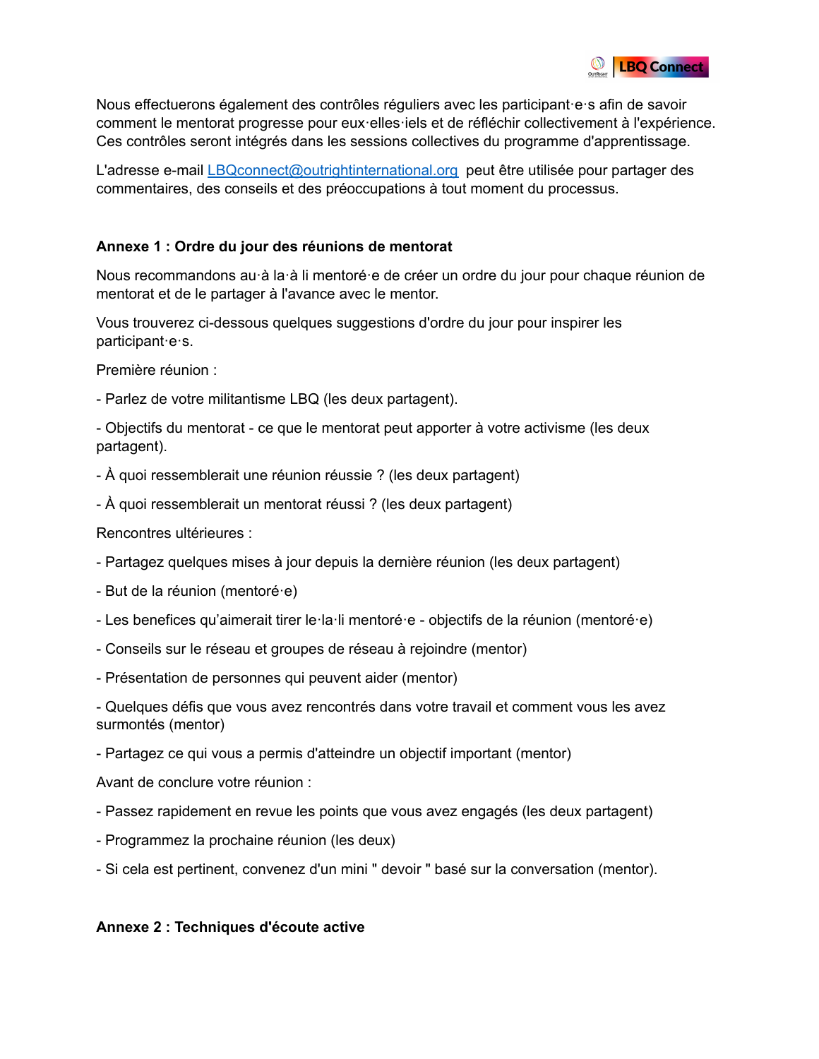Nous effectuerons également des contrôles réguliers avec les participant·e·s afin de savoir comment le mentorat progresse pour eux·elles·iels et de réfléchir collectivement à l'expérience. Ces contrôles seront intégrés dans les sessions collectives du programme d'apprentissage.

L'adresse e-mail LBQconnect@outrightinternational.org peut être utilisée pour partager des commentaires, des conseils et des préoccupations à tout moment du processus.

## Annexe 1 : Ordre du jour des réunions de mentorat

Nous recommandons au·à la·à li mentoré·e de créer un ordre du jour pour chaque réunion de mentorat et de le partager à l'avance avec le mentor.

Vous trouverez ci-dessous quelques suggestions d'ordre du jour pour inspirer les participant·e·s.

Première réunion :

- Parlez de votre militantisme LBQ (les deux partagent).
- Objectifs du mentorat - ce que le mentorat peut apporter à votre activisme (les deux partagent).
- À quoi ressemblerait une réunion réussie ? (les deux partagent)
- À quoi ressemblerait un mentorat réussi ? (les deux partagent)

Rencontres ultérieures :

- Partagez quelques mises à jour depuis la dernière réunion (les deux partagent)
- But de la réunion (mentoré·e)
- Les benefices qu'aimerait tirer le·la·li mentoré·e - objectifs de la réunion (mentoré·e)
- Conseils sur le réseau et groupes de réseau à rejoindre (mentor)
- Présentation de personnes qui peuvent aider (mentor)
- Quelques défis que vous avez rencontrés dans votre travail et comment vous les avez surmontés (mentor)
- Partagez ce qui vous a permis d'atteindre un objectif important (mentor)

Avant de conclure votre réunion :

- Passez rapidement en revue les points que vous avez engagés (les deux partagent)
- Programmez la prochaine réunion (les deux)
- Si cela est pertinent, convenez d'un mini " devoir " basé sur la conversation (mentor).

## Annexe 2 : Techniques d'écoute active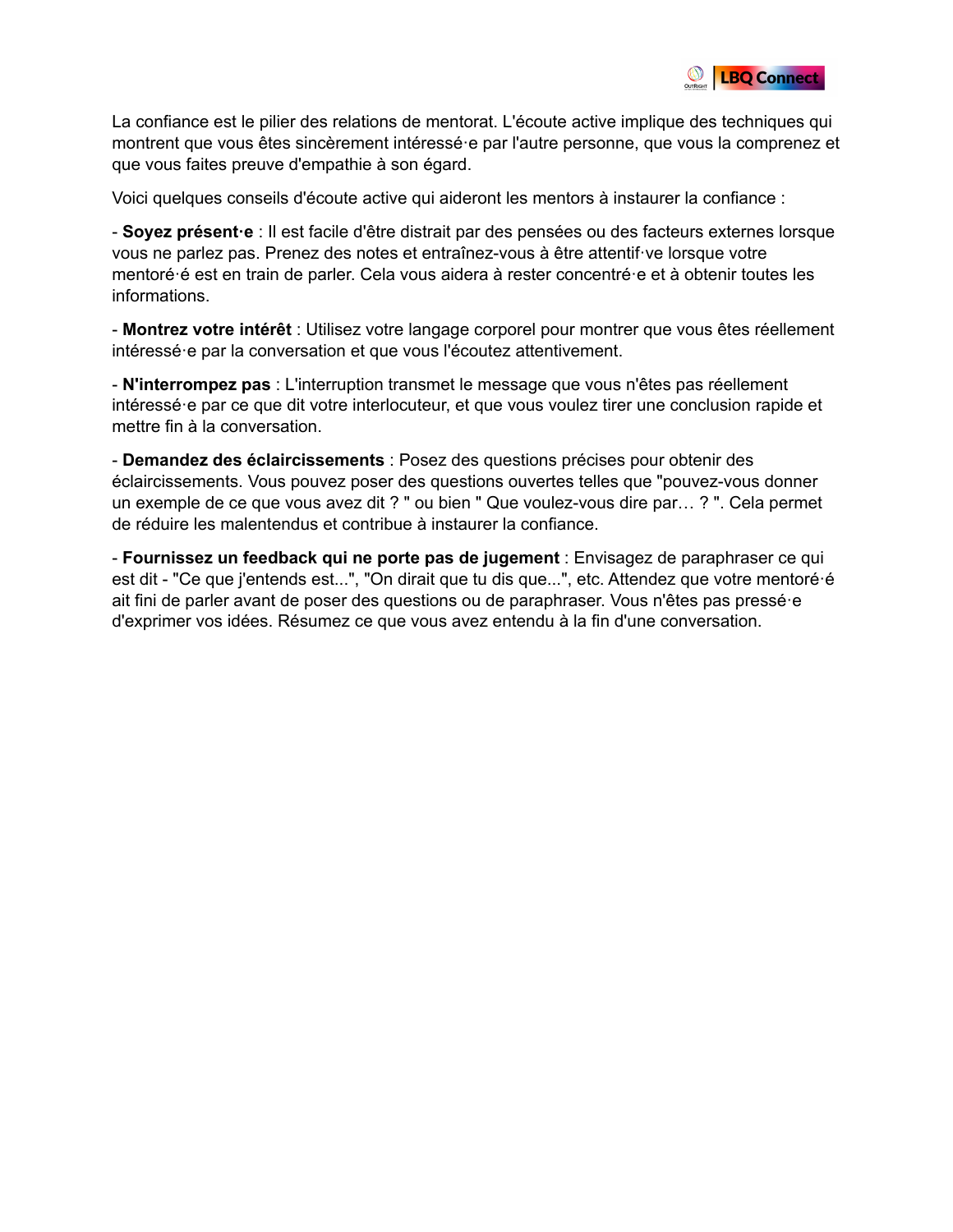La confiance est le pilier des relations de mentorat. L'écoute active implique des techniques qui montrent que vous êtes sincèrement intéressé·e par l'autre personne, que vous la comprenez et que vous faites preuve d'empathie à son égard.

Voici quelques conseils d'écoute active qui aideront les mentors à instaurer la confiance :

- **Soyez présent·e** : Il est facile d'être distrait par des pensées ou des facteurs externes lorsque vous ne parlez pas. Prenez des notes et entraînez-vous à être attentif·ve lorsque votre mentoré·é est en train de parler. Cela vous aidera à rester concentré·e et à obtenir toutes les informations.

- **Montrez votre intérêt** : Utilisez votre langage corporel pour montrer que vous êtes réellement intéressé·e par la conversation et que vous l'écoutez attentivement.

- **N'interrompez pas** : L'interruption transmet le message que vous n'êtes pas réellement intéressé·e par ce que dit votre interlocuteur, et que vous voulez tirer une conclusion rapide et mettre fin à la conversation.

- **Demandez des éclaircissements** : Posez des questions précises pour obtenir des éclaircissements. Vous pouvez poser des questions ouvertes telles que "pouvez-vous donner un exemple de ce que vous avez dit ? " ou bien " Que voulez-vous dire par… ? ". Cela permet de réduire les malentendus et contribue à instaurer la confiance.

- **Fournissez un feedback qui ne porte pas de jugement** : Envisagez de paraphraser ce qui est dit - "Ce que j'entends est...", "On dirait que tu dis que...", etc. Attendez que votre mentoré·é ait fini de parler avant de poser des questions ou de paraphraser. Vous n'êtes pas pressé·e d'exprimer vos idées. Résumez ce que vous avez entendu à la fin d'une conversation.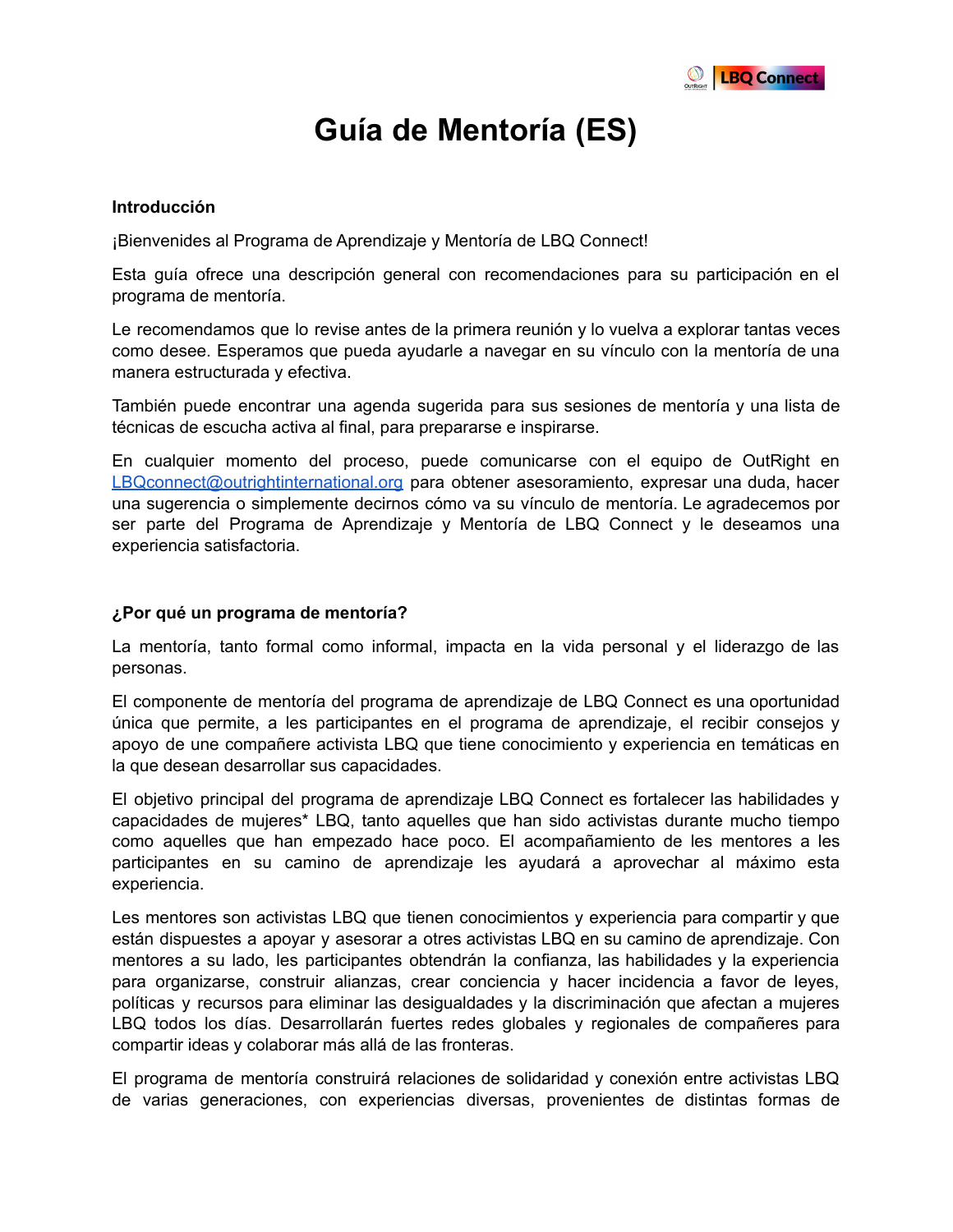# Guía de Mentoría (ES)

**Introducción**

¡Bienvenides al Programa de Aprendizaje y Mentoría de LBQ Connect!

Esta guía ofrece una descripción general con recomendaciones para su participación en el programa de mentoría.

Le recomendamos que lo revise antes de la primera reunión y lo vuelva a explorar tantas veces como desee. Esperamos que pueda ayudarle a navegar en su vínculo con la mentoría de una manera estructurada y efectiva.

También puede encontrar una agenda sugerida para sus sesiones de mentoría y una lista de técnicas de escucha activa al final, para prepararse e inspirarse.

En cualquier momento del proceso, puede comunicarse con el equipo de OutRight en [LBQconnect@outrightinternational.org](mailto:LBQconnect@outrightinternational.org) para obtener asesoramiento, expresar una duda, hacer una sugerencia o simplemente decirnos cómo va su vínculo de mentoría. Le agradecemos por ser parte del Programa de Aprendizaje y Mentoría de LBQ Connect y le deseamos una experiencia satisfactoria.

**¿Por qué un programa de mentoría?**

La mentoría, tanto formal como informal, impacta en la vida personal y el liderazgo de las personas.

El componente de mentoría del programa de aprendizaje de LBQ Connect es una oportunidad única que permite, a les participantes en el programa de aprendizaje, el recibir consejos y apoyo de une compañere activista LBQ que tiene conocimiento y experiencia en temáticas en la que desean desarrollar sus capacidades.

El objetivo principal del programa de aprendizaje LBQ Connect es fortalecer las habilidades y capacidades de mujeres* LBQ, tanto aquelles que han sido activistas durante mucho tiempo como aquelles que han empezado hace poco. El acompañamiento de les mentores a les participantes en su camino de aprendizaje les ayudará a aprovechar al máximo esta experiencia.

Les mentores son activistas LBQ que tienen conocimientos y experiencia para compartir y que están dispuestes a apoyar y asesorar a otres activistas LBQ en su camino de aprendizaje. Con mentores a su lado, les participantes obtendrán la confianza, las habilidades y la experiencia para organizarse, construir alianzas, crear conciencia y hacer incidencia a favor de leyes, políticas y recursos para eliminar las desigualdades y la discriminación que afectan a mujeres LBQ todos los días. Desarrollarán fuertes redes globales y regionales de compañeres para compartir ideas y colaborar más allá de las fronteras.

El programa de mentoría construirá relaciones de solidaridad y conexión entre activistas LBQ de varias generaciones, con experiencias diversas, provenientes de distintas formas de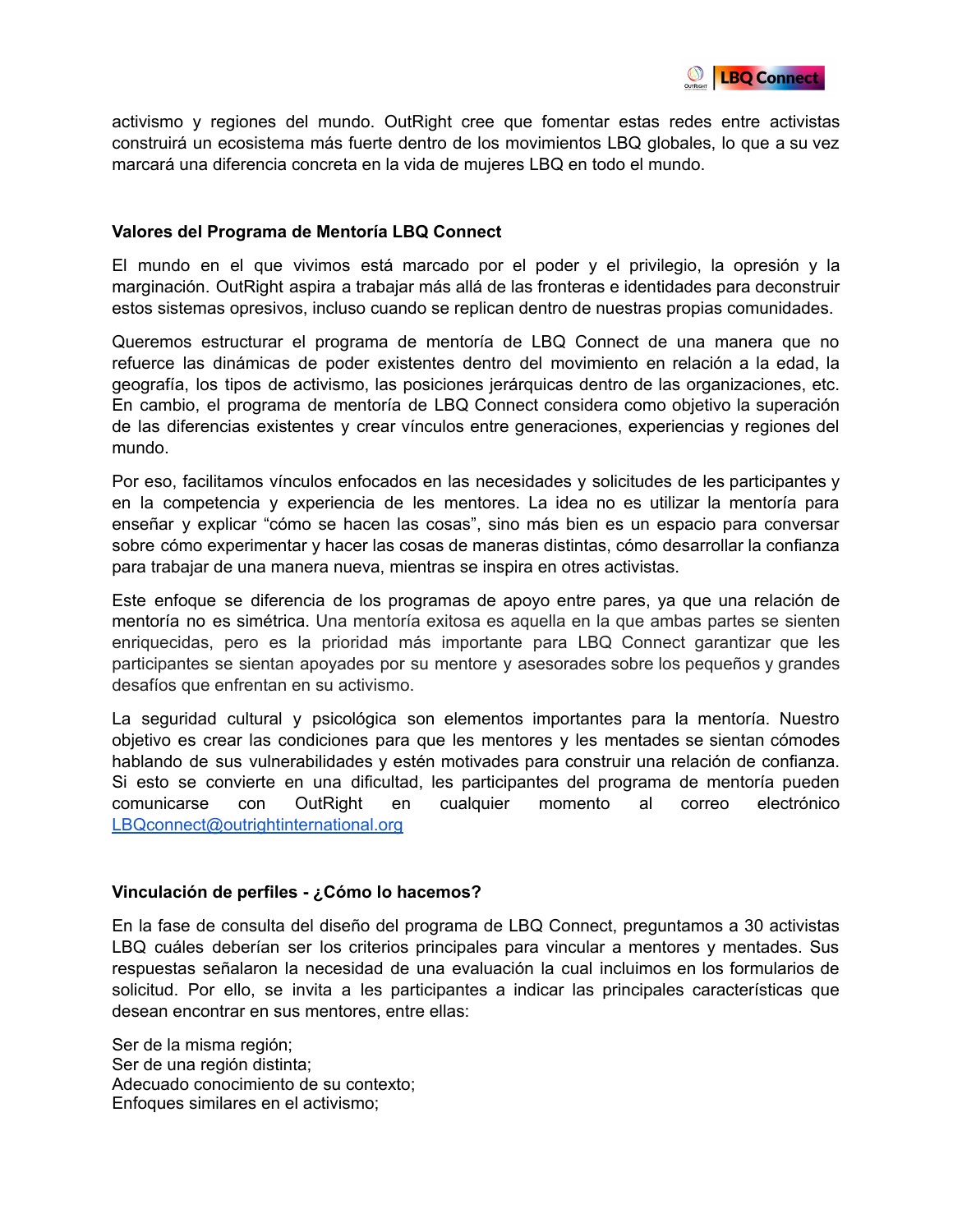activismo y regiones del mundo. OutRight cree que fomentar estas redes entre activistas construirá un ecosistema más fuerte dentro de los movimientos LBQ globales, lo que a su vez marcará una diferencia concreta en la vida de mujeres LBQ en todo el mundo.

**Valores del Programa de Mentoría LBQ Connect**

El mundo en el que vivimos está marcado por el poder y el privilegio, la opresión y la marginación. OutRight aspira a trabajar más allá de las fronteras e identidades para deconstruir estos sistemas opresivos, incluso cuando se replican dentro de nuestras propias comunidades.

Queremos estructurar el programa de mentoría de LBQ Connect de una manera que no refuerce las dinámicas de poder existentes dentro del movimiento en relación a la edad, la geografía, los tipos de activismo, las posiciones jerárquicas dentro de las organizaciones, etc. En cambio, el programa de mentoría de LBQ Connect considera como objetivo la superación de las diferencias existentes y crear vínculos entre generaciones, experiencias y regiones del mundo.

Por eso, facilitamos vínculos enfocados en las necesidades y solicitudes de les participantes y en la competencia y experiencia de les mentores. La idea no es utilizar la mentoría para enseñar y explicar "cómo se hacen las cosas", sino más bien es un espacio para conversar sobre cómo experimentar y hacer las cosas de maneras distintas, cómo desarrollar la confianza para trabajar de una manera nueva, mientras se inspira en otres activistas.

Este enfoque se diferencia de los programas de apoyo entre pares, ya que una relación de mentoría no es simétrica. Una mentoría exitosa es aquella en la que ambas partes se sienten enriquecidas, pero es la prioridad más importante para LBQ Connect garantizar que les participantes se sientan apoyades por su mentore y asesorades sobre los pequeños y grandes desafíos que enfrentan en su activismo.

La seguridad cultural y psicológica son elementos importantes para la mentoría. Nuestro objetivo es crear las condiciones para que les mentores y les mentades se sientan cómodes hablando de sus vulnerabilidades y estén motivades para construir una relación de confianza. Si esto se convierte en una dificultad, les participantes del programa de mentoría pueden comunicarse con OutRight en cualquier momento al correo electrónico LBQconnect@outrightinternational.org

**Vinculación de perfiles - ¿Cómo lo hacemos?**

En la fase de consulta del diseño del programa de LBQ Connect, preguntamos a 30 activistas LBQ cuáles deberían ser los criterios principales para vincular a mentores y mentades. Sus respuestas señalaron la necesidad de una evaluación la cual incluimos en los formularios de solicitud. Por ello, se invita a les participantes a indicar las principales características que desean encontrar en sus mentores, entre ellas:

Ser de la misma región;
Ser de una región distinta;
Adecuado conocimiento de su contexto;
Enfoques similares en el activismo;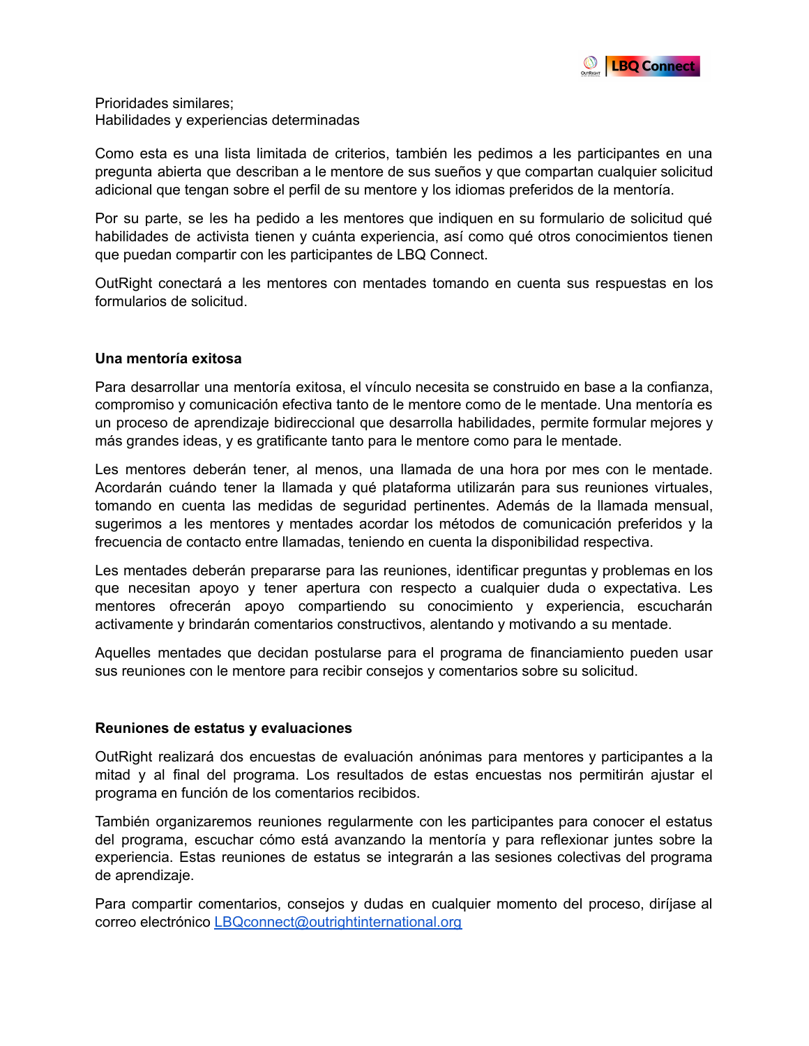Prioridades similares;
Habilidades y experiencias determinadas

Como esta es una lista limitada de criterios, también les pedimos a les participantes en una pregunta abierta que describan a le mentore de sus sueños y que compartan cualquier solicitud adicional que tengan sobre el perfil de su mentore y los idiomas preferidos de la mentoría.

Por su parte, se les ha pedido a les mentores que indiquen en su formulario de solicitud qué habilidades de activista tienen y cuánta experiencia, así como qué otros conocimientos tienen que puedan compartir con les participantes de LBQ Connect.

OutRight conectará a les mentores con mentades tomando en cuenta sus respuestas en los formularios de solicitud.

**Una mentoría exitosa**

Para desarrollar una mentoría exitosa, el vínculo necesita se construido en base a la confianza, compromiso y comunicación efectiva tanto de le mentore como de le mentade. Una mentoría es un proceso de aprendizaje bidireccional que desarrolla habilidades, permite formular mejores y más grandes ideas, y es gratificante tanto para le mentore como para le mentade.

Les mentores deberán tener, al menos, una llamada de una hora por mes con le mentade. Acordarán cuándo tener la llamada y qué plataforma utilizarán para sus reuniones virtuales, tomando en cuenta las medidas de seguridad pertinentes. Además de la llamada mensual, sugerimos a les mentores y mentades acordar los métodos de comunicación preferidos y la frecuencia de contacto entre llamadas, teniendo en cuenta la disponibilidad respectiva.

Les mentades deberán prepararse para las reuniones, identificar preguntas y problemas en los que necesitan apoyo y tener apertura con respecto a cualquier duda o expectativa. Les mentores ofrecerán apoyo compartiendo su conocimiento y experiencia, escucharán activamente y brindarán comentarios constructivos, alentando y motivando a su mentade.

Aquelles mentades que decidan postularse para el programa de financiamiento pueden usar sus reuniones con le mentore para recibir consejos y comentarios sobre su solicitud.

**Reuniones de estatus y evaluaciones**

OutRight realizará dos encuestas de evaluación anónimas para mentores y participantes a la mitad y al final del programa. Los resultados de estas encuestas nos permitirán ajustar el programa en función de los comentarios recibidos.

También organizaremos reuniones regularmente con les participantes para conocer el estatus del programa, escuchar cómo está avanzando la mentoría y para reflexionar juntes sobre la experiencia. Estas reuniones de estatus se integrarán a las sesiones colectivas del programa de aprendizaje.

Para compartir comentarios, consejos y dudas en cualquier momento del proceso, diríjase al correo electrónico LBQconnect@outrightinternational.org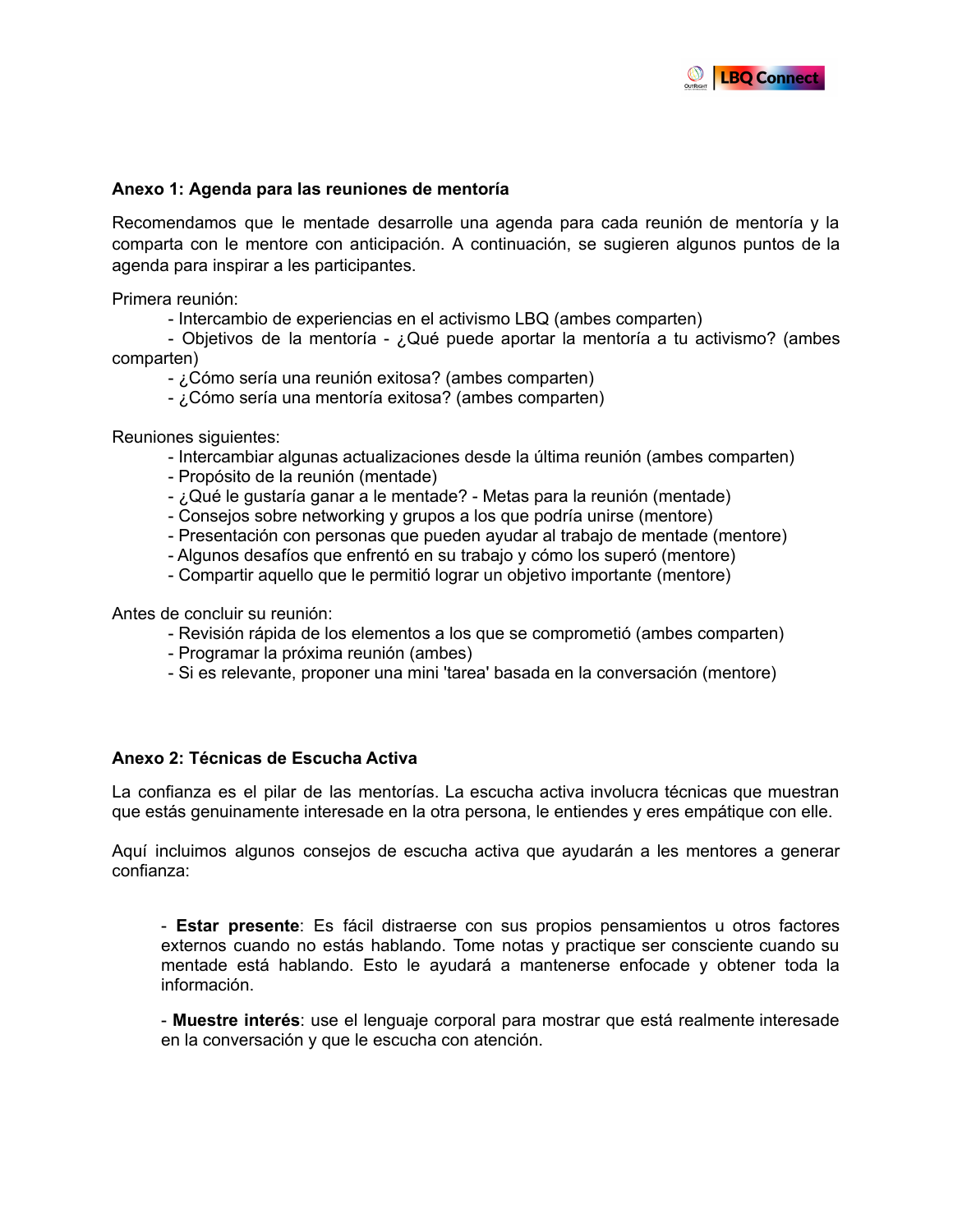### Anexo 1: Agenda para las reuniones de mentoría

Recomendamos que le mentade desarrolle una agenda para cada reunión de mentoría y la comparta con le mentore con anticipación. A continuación, se sugieren algunos puntos de la agenda para inspirar a les participantes.

Primera reunión:

- Intercambio de experiencias en el activismo LBQ (ambes comparten)
- Objetivos de la mentoría - ¿Qué puede aportar la mentoría a tu activismo? (ambes comparten)
- ¿Cómo sería una reunión exitosa? (ambes comparten)
- ¿Cómo sería una mentoría exitosa? (ambes comparten)

Reuniones siguientes:

- Intercambiar algunas actualizaciones desde la última reunión (ambes comparten)
- Propósito de la reunión (mentade)
- ¿Qué le gustaría ganar a le mentade? - Metas para la reunión (mentade)
- Consejos sobre networking y grupos a los que podría unirse (mentore)
- Presentación con personas que pueden ayudar al trabajo de mentade (mentore)
- Algunos desafíos que enfrentó en su trabajo y cómo los superó (mentore)
- Compartir aquello que le permitió lograr un objetivo importante (mentore)

Antes de concluir su reunión:

- Revisión rápida de los elementos a los que se comprometió (ambes comparten)
- Programar la próxima reunión (ambes)
- Si es relevante, proponer una mini 'tarea' basada en la conversación (mentore)

### Anexo 2: Técnicas de Escucha Activa

La confianza es el pilar de las mentorías. La escucha activa involucra técnicas que muestran que estás genuinamente interesade en la otra persona, le entiendes y eres empátique con elle.

Aquí incluimos algunos consejos de escucha activa que ayudarán a les mentores a generar confianza:

- **Estar presente**: Es fácil distraerse con sus propios pensamientos u otros factores externos cuando no estás hablando. Tome notas y practique ser consciente cuando su mentade está hablando. Esto le ayudará a mantenerse enfocade y obtener toda la información.

- **Muestre interés**: use el lenguaje corporal para mostrar que está realmente interesade en la conversación y que le escucha con atención.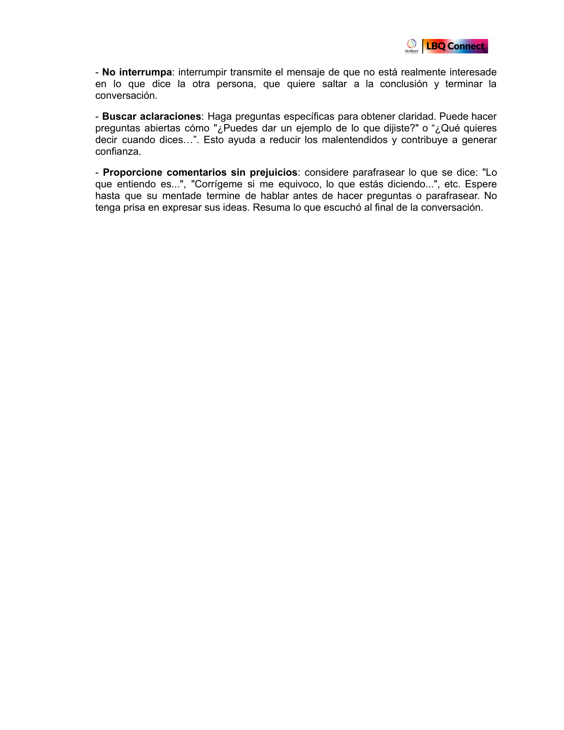- **No interrumpa**: interrumpir transmite el mensaje de que no está realmente interesade en lo que dice la otra persona, que quiere saltar a la conclusión y terminar la conversación.

- **Buscar aclaraciones**: Haga preguntas específicas para obtener claridad. Puede hacer preguntas abiertas cómo "¿Puedes dar un ejemplo de lo que dijiste?" o “¿Qué quieres decir cuando dices…”. Esto ayuda a reducir los malentendidos y contribuye a generar confianza.

- **Proporcione comentarios sin prejuicios**: considere parafrasear lo que se dice: "Lo que entiendo es...", "Corrígeme si me equivoco, lo que estás diciendo...", etc. Espere hasta que su mentade termine de hablar antes de hacer preguntas o parafrasear. No tenga prisa en expresar sus ideas. Resuma lo que escuchó al final de la conversación.